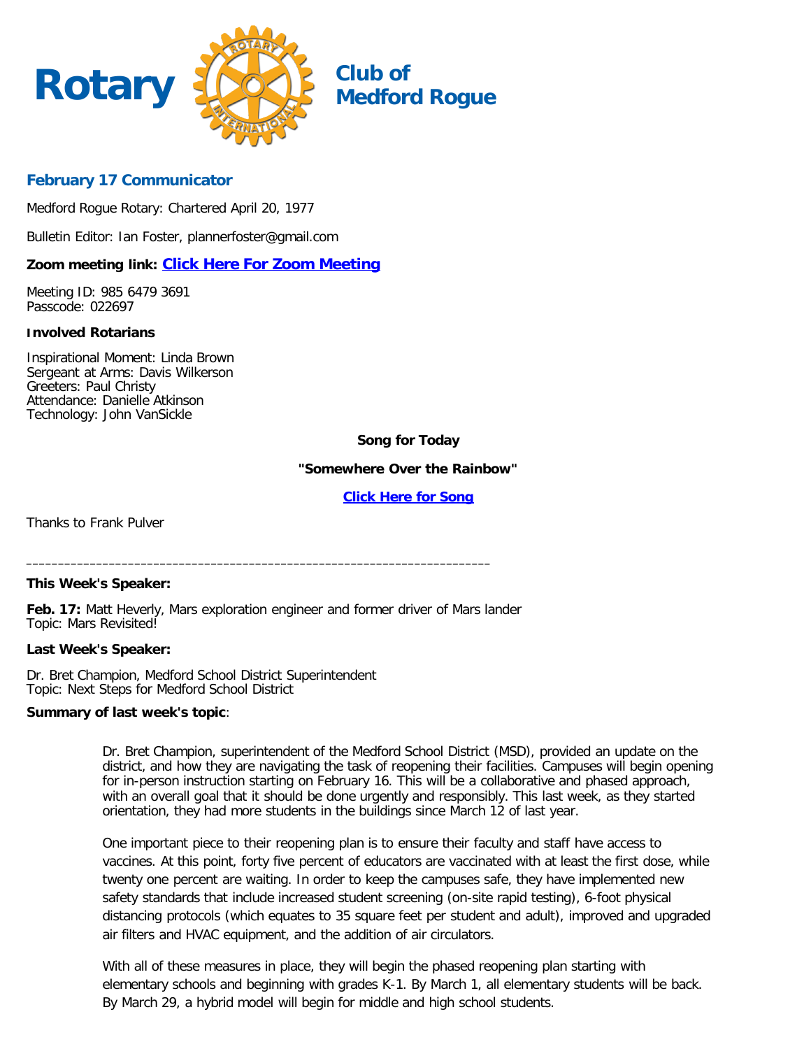# Rotary Club of Medford Rogue

## February 17 Communicator

Medford Rogue Rotary: Chartered April 20, 1977

Bulletin Editor: Ian Foster, plannerfoster@gmail.com

**Zoom meeting link: Click Here For Zoom Meeting**

Meeting ID: 985 6479 3691
Passcode: 022697

**Involved Rotarians**

Inspirational Moment: Linda Brown
Sergeant at Arms: Davis Wilkerson
Greeters: Paul Christy
Attendance: Danielle Atkinson
Technology: John VanSickle

**Song for Today**

**"Somewhere Over the Rainbow"**

**Click Here for Song**

Thanks to Frank Pulver

---

**This Week's Speaker:**

**Feb. 17:** Matt Heverly, Mars exploration engineer and former driver of Mars lander
Topic: Mars Revisited!

**Last Week's Speaker:**

Dr. Bret Champion, Medford School District Superintendent
Topic: Next Steps for Medford School District

**Summary of last week's topic**:

Dr. Bret Champion, superintendent of the Medford School District (MSD), provided an update on the district, and how they are navigating the task of reopening their facilities. Campuses will begin opening for in-person instruction starting on February 16. This will be a collaborative and phased approach, with an overall goal that it should be done urgently and responsibly. This last week, as they started orientation, they had more students in the buildings since March 12 of last year.

One important piece to their reopening plan is to ensure their faculty and staff have access to vaccines. At this point, forty five percent of educators are vaccinated with at least the first dose, while twenty one percent are waiting. In order to keep the campuses safe, they have implemented new safety standards that include increased student screening (on-site rapid testing), 6-foot physical distancing protocols (which equates to 35 square feet per student and adult), improved and upgraded air filters and HVAC equipment, and the addition of air circulators.

With all of these measures in place, they will begin the phased reopening plan starting with elementary schools and beginning with grades K-1. By March 1, all elementary students will be back. By March 29, a hybrid model will begin for middle and high school students.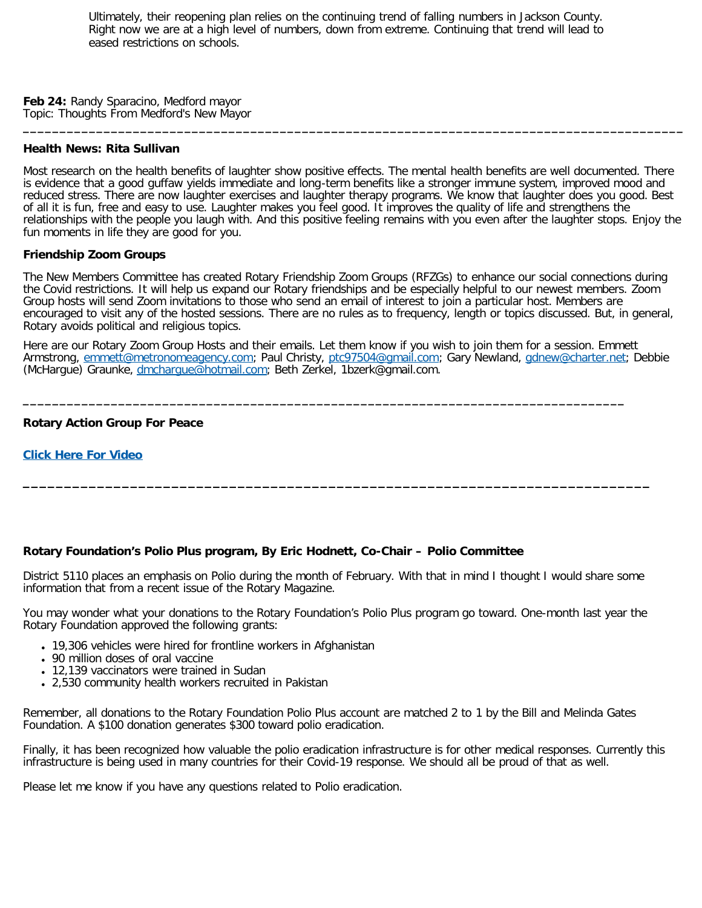Ultimately, their reopening plan relies on the continuing trend of falling numbers in Jackson County. Right now we are at a high level of numbers, down from extreme. Continuing that trend will lead to eased restrictions on schools.

**Feb 24:** Randy Sparacino, Medford mayor
Topic: Thoughts From Medford's New Mayor

---

**Health News: Rita Sullivan**

Most research on the health benefits of laughter show positive effects. The mental health benefits are well documented. There is evidence that a good guffaw yields immediate and long-term benefits like a stronger immune system, improved mood and reduced stress. There are now laughter exercises and laughter therapy programs. We know that laughter does you good. Best of all it is fun, free and easy to use. Laughter makes you feel good. It improves the quality of life and strengthens the relationships with the people you laugh with. And this positive feeling remains with you even after the laughter stops. Enjoy the fun moments in life they are good for you.

**Friendship Zoom Groups**

The New Members Committee has created Rotary Friendship Zoom Groups (RFZGs) to enhance our social connections during the Covid restrictions. It will help us expand our Rotary friendships and be especially helpful to our newest members. Zoom Group hosts will send Zoom invitations to those who send an email of interest to join a particular host. Members are encouraged to visit any of the hosted sessions. There are no rules as to frequency, length or topics discussed. But, in general, Rotary avoids political and religious topics.

Here are our Rotary Zoom Group Hosts and their emails. Let them know if you wish to join them for a session. Emmett Armstrong, emmett@metronomeagency.com; Paul Christy, ptc97504@gmail.com; Gary Newland, gdnew@charter.net; Debbie (McHargue) Graunke, dmchargue@hotmail.com; Beth Zerkel, 1bzerk@gmail.com.

---

**Rotary Action Group For Peace**

**Click Here For Video**

---

**Rotary Foundation's Polio Plus program, By Eric Hodnett, Co-Chair – Polio Committee**

District 5110 places an emphasis on Polio during the month of February. With that in mind I thought I would share some information that from a recent issue of the Rotary Magazine.

You may wonder what your donations to the Rotary Foundation's Polio Plus program go toward. One-month last year the Rotary Foundation approved the following grants:

- 19,306 vehicles were hired for frontline workers in Afghanistan
- 90 million doses of oral vaccine
- 12,139 vaccinators were trained in Sudan
- 2,530 community health workers recruited in Pakistan

Remember, all donations to the Rotary Foundation Polio Plus account are matched 2 to 1 by the Bill and Melinda Gates Foundation. A $100 donation generates $300 toward polio eradication.

Finally, it has been recognized how valuable the polio eradication infrastructure is for other medical responses. Currently this infrastructure is being used in many countries for their Covid-19 response. We should all be proud of that as well.

Please let me know if you have any questions related to Polio eradication.